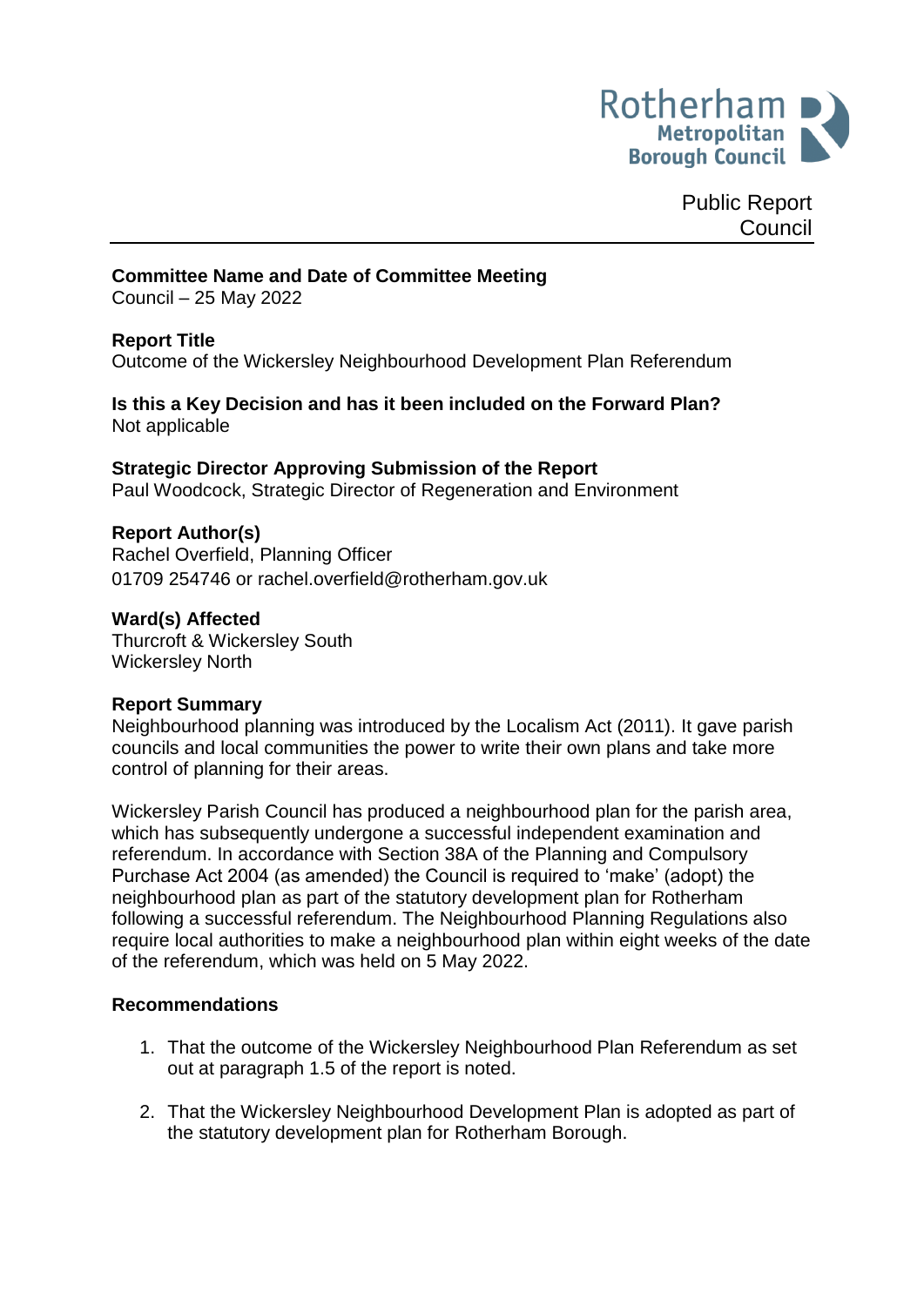Rotherham Metropolitan Borough Council

Public Report
Council

**Committee Name and Date of Committee Meeting**
Council – 25 May 2022

**Report Title**
Outcome of the Wickersley Neighbourhood Development Plan Referendum

**Is this a Key Decision and has it been included on the Forward Plan?**
Not applicable

**Strategic Director Approving Submission of the Report**
Paul Woodcock, Strategic Director of Regeneration and Environment

**Report Author(s)**
Rachel Overfield, Planning Officer
01709 254746 or rachel.overfield@rotherham.gov.uk

**Ward(s) Affected**
Thurcroft & Wickersley South
Wickersley North

**Report Summary**
Neighbourhood planning was introduced by the Localism Act (2011). It gave parish councils and local communities the power to write their own plans and take more control of planning for their areas.

Wickersley Parish Council has produced a neighbourhood plan for the parish area, which has subsequently undergone a successful independent examination and referendum. In accordance with Section 38A of the Planning and Compulsory Purchase Act 2004 (as amended) the Council is required to 'make' (adopt) the neighbourhood plan as part of the statutory development plan for Rotherham following a successful referendum. The Neighbourhood Planning Regulations also require local authorities to make a neighbourhood plan within eight weeks of the date of the referendum, which was held on 5 May 2022.

**Recommendations**

1. That the outcome of the Wickersley Neighbourhood Plan Referendum as set out at paragraph 1.5 of the report is noted.

2. That the Wickersley Neighbourhood Development Plan is adopted as part of the statutory development plan for Rotherham Borough.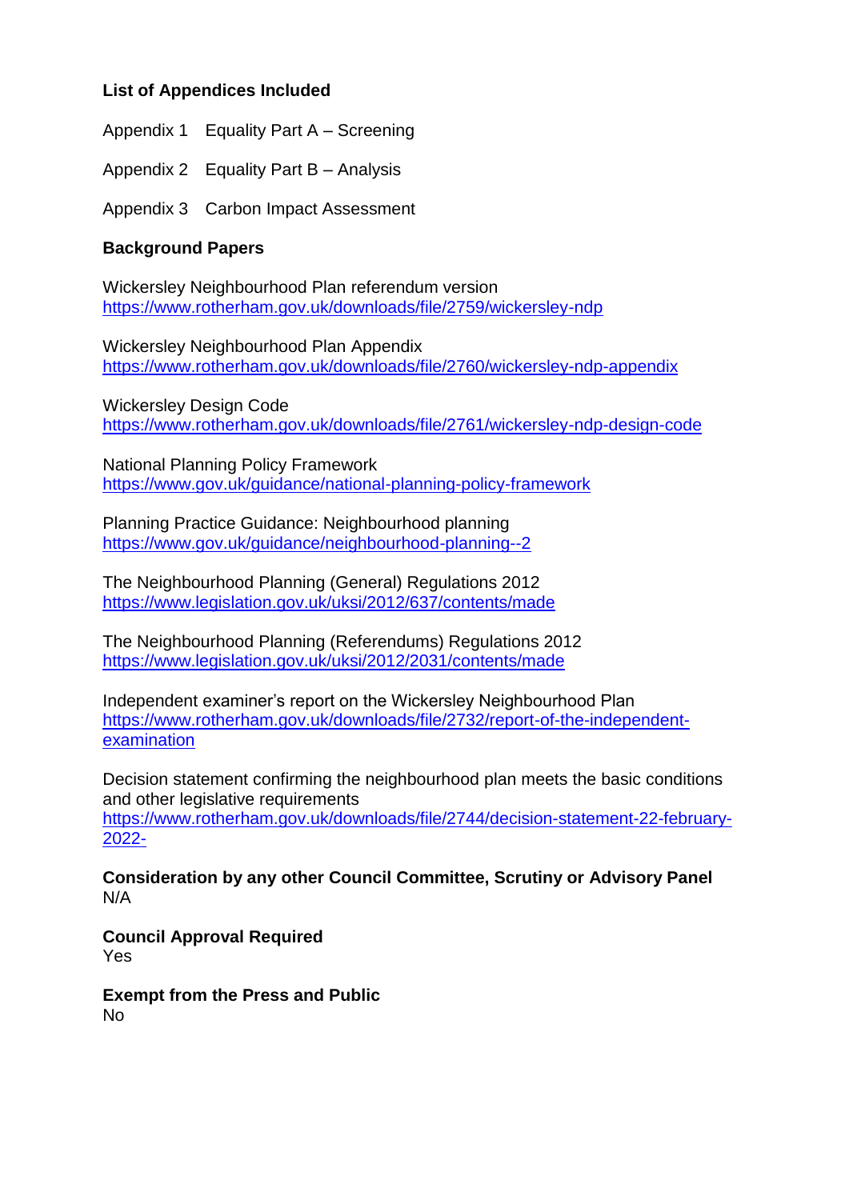**List of Appendices Included**

Appendix 1 Equality Part A – Screening

Appendix 2 Equality Part B – Analysis

Appendix 3 Carbon Impact Assessment

**Background Papers**

Wickersley Neighbourhood Plan referendum version
https://www.rotherham.gov.uk/downloads/file/2759/wickersley-ndp

Wickersley Neighbourhood Plan Appendix
https://www.rotherham.gov.uk/downloads/file/2760/wickersley-ndp-appendix

Wickersley Design Code
https://www.rotherham.gov.uk/downloads/file/2761/wickersley-ndp-design-code

National Planning Policy Framework
https://www.gov.uk/guidance/national-planning-policy-framework

Planning Practice Guidance: Neighbourhood planning
https://www.gov.uk/guidance/neighbourhood-planning--2

The Neighbourhood Planning (General) Regulations 2012
https://www.legislation.gov.uk/uksi/2012/637/contents/made

The Neighbourhood Planning (Referendums) Regulations 2012
https://www.legislation.gov.uk/uksi/2012/2031/contents/made

Independent examiner's report on the Wickersley Neighbourhood Plan
https://www.rotherham.gov.uk/downloads/file/2732/report-of-the-independent-examination

Decision statement confirming the neighbourhood plan meets the basic conditions and other legislative requirements
https://www.rotherham.gov.uk/downloads/file/2744/decision-statement-22-february-2022-

**Consideration by any other Council Committee, Scrutiny or Advisory Panel**
N/A

**Council Approval Required**
Yes

**Exempt from the Press and Public**
No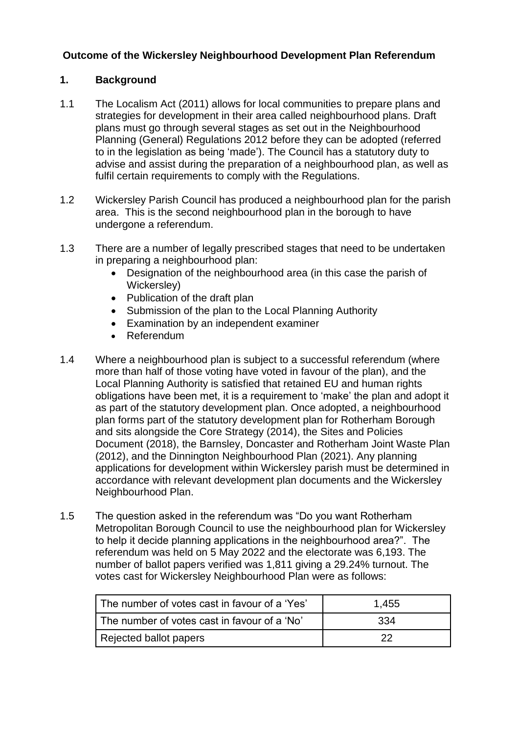**Outcome of the Wickersley Neighbourhood Development Plan Referendum**

## 1. Background

1.1 The Localism Act (2011) allows for local communities to prepare plans and strategies for development in their area called neighbourhood plans. Draft plans must go through several stages as set out in the Neighbourhood Planning (General) Regulations 2012 before they can be adopted (referred to in the legislation as being 'made'). The Council has a statutory duty to advise and assist during the preparation of a neighbourhood plan, as well as fulfil certain requirements to comply with the Regulations.

1.2 Wickersley Parish Council has produced a neighbourhood plan for the parish area. This is the second neighbourhood plan in the borough to have undergone a referendum.

1.3 There are a number of legally prescribed stages that need to be undertaken in preparing a neighbourhood plan:

- Designation of the neighbourhood area (in this case the parish of Wickersley)
- Publication of the draft plan
- Submission of the plan to the Local Planning Authority
- Examination by an independent examiner
- Referendum

1.4 Where a neighbourhood plan is subject to a successful referendum (where more than half of those voting have voted in favour of the plan), and the Local Planning Authority is satisfied that retained EU and human rights obligations have been met, it is a requirement to 'make' the plan and adopt it as part of the statutory development plan. Once adopted, a neighbourhood plan forms part of the statutory development plan for Rotherham Borough and sits alongside the Core Strategy (2014), the Sites and Policies Document (2018), the Barnsley, Doncaster and Rotherham Joint Waste Plan (2012), and the Dinnington Neighbourhood Plan (2021). Any planning applications for development within Wickersley parish must be determined in accordance with relevant development plan documents and the Wickersley Neighbourhood Plan.

1.5 The question asked in the referendum was "Do you want Rotherham Metropolitan Borough Council to use the neighbourhood plan for Wickersley to help it decide planning applications in the neighbourhood area?". The referendum was held on 5 May 2022 and the electorate was 6,193. The number of ballot papers verified was 1,811 giving a 29.24% turnout. The votes cast for Wickersley Neighbourhood Plan were as follows:

| | |
|---|---|
| The number of votes cast in favour of a 'Yes' | 1,455 |
| The number of votes cast in favour of a 'No' | 334 |
| Rejected ballot papers | 22 |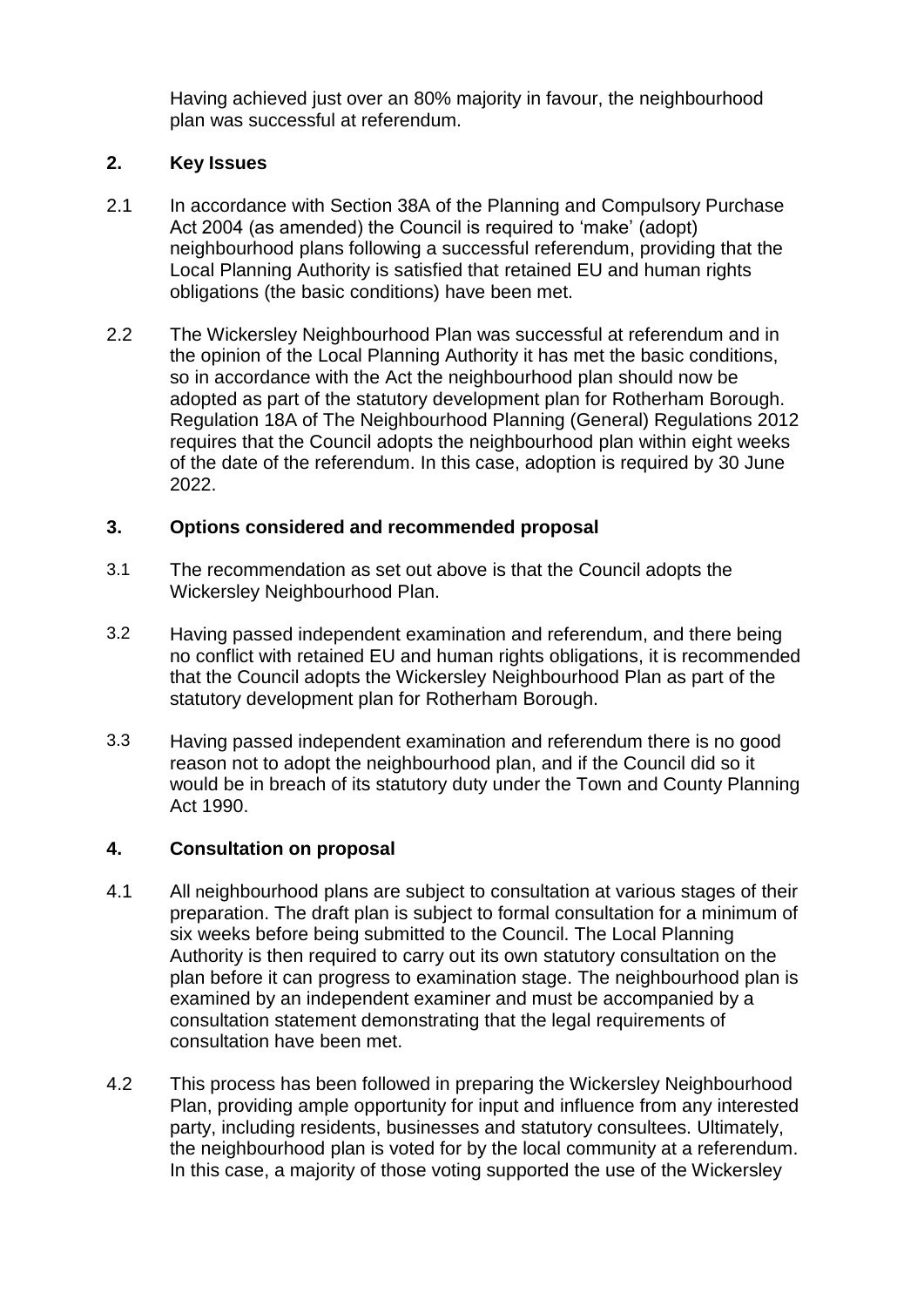Having achieved just over an 80% majority in favour, the neighbourhood plan was successful at referendum.

## 2. Key Issues

2.1 In accordance with Section 38A of the Planning and Compulsory Purchase Act 2004 (as amended) the Council is required to 'make' (adopt) neighbourhood plans following a successful referendum, providing that the Local Planning Authority is satisfied that retained EU and human rights obligations (the basic conditions) have been met.

2.2 The Wickersley Neighbourhood Plan was successful at referendum and in the opinion of the Local Planning Authority it has met the basic conditions, so in accordance with the Act the neighbourhood plan should now be adopted as part of the statutory development plan for Rotherham Borough. Regulation 18A of The Neighbourhood Planning (General) Regulations 2012 requires that the Council adopts the neighbourhood plan within eight weeks of the date of the referendum. In this case, adoption is required by 30 June 2022.

## 3. Options considered and recommended proposal

3.1 The recommendation as set out above is that the Council adopts the Wickersley Neighbourhood Plan.

3.2 Having passed independent examination and referendum, and there being no conflict with retained EU and human rights obligations, it is recommended that the Council adopts the Wickersley Neighbourhood Plan as part of the statutory development plan for Rotherham Borough.

3.3 Having passed independent examination and referendum there is no good reason not to adopt the neighbourhood plan, and if the Council did so it would be in breach of its statutory duty under the Town and County Planning Act 1990.

## 4. Consultation on proposal

4.1 All neighbourhood plans are subject to consultation at various stages of their preparation. The draft plan is subject to formal consultation for a minimum of six weeks before being submitted to the Council. The Local Planning Authority is then required to carry out its own statutory consultation on the plan before it can progress to examination stage. The neighbourhood plan is examined by an independent examiner and must be accompanied by a consultation statement demonstrating that the legal requirements of consultation have been met.

4.2 This process has been followed in preparing the Wickersley Neighbourhood Plan, providing ample opportunity for input and influence from any interested party, including residents, businesses and statutory consultees. Ultimately, the neighbourhood plan is voted for by the local community at a referendum. In this case, a majority of those voting supported the use of the Wickersley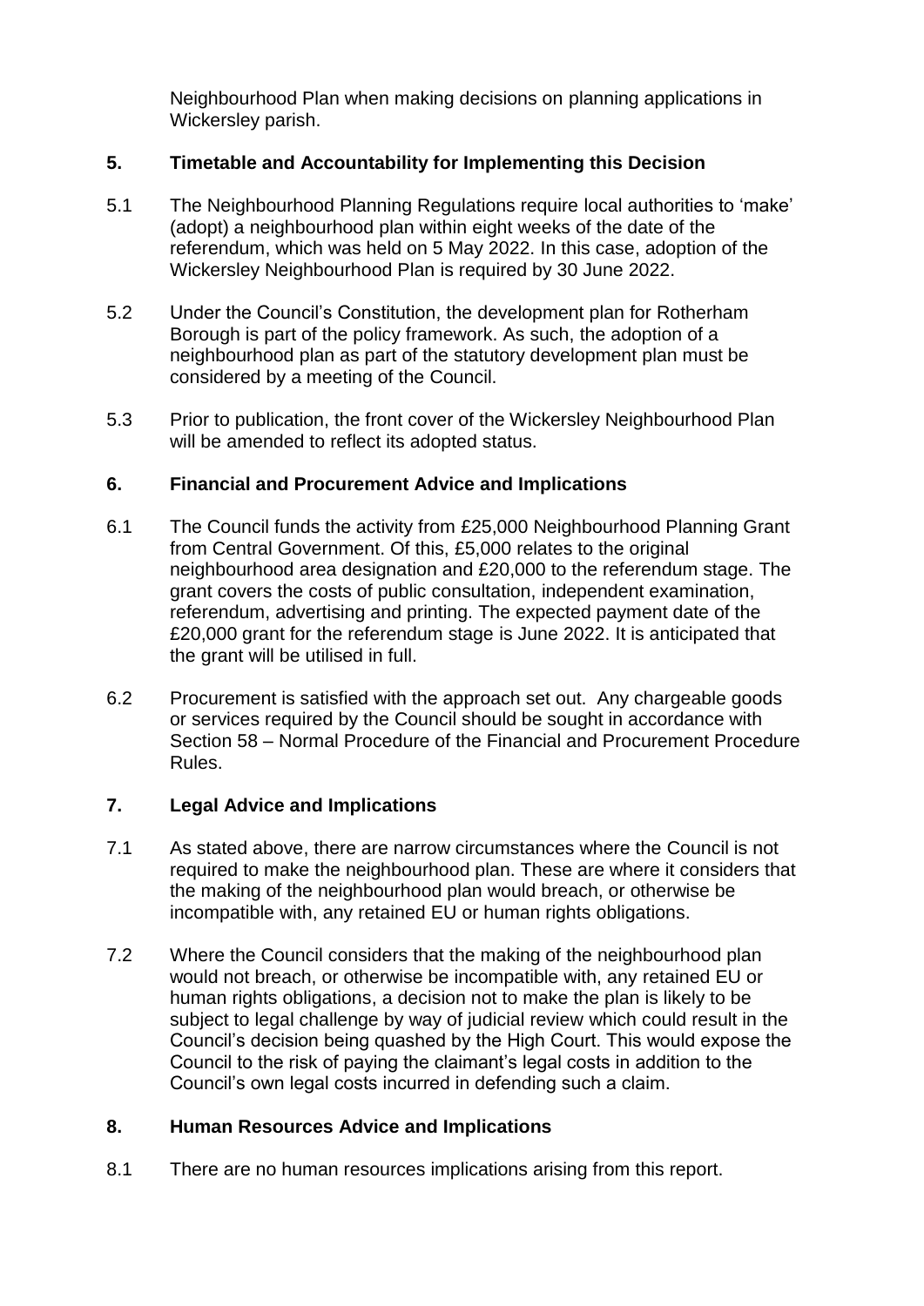Neighbourhood Plan when making decisions on planning applications in Wickersley parish.

## 5. Timetable and Accountability for Implementing this Decision

5.1 The Neighbourhood Planning Regulations require local authorities to 'make' (adopt) a neighbourhood plan within eight weeks of the date of the referendum, which was held on 5 May 2022. In this case, adoption of the Wickersley Neighbourhood Plan is required by 30 June 2022.

5.2 Under the Council's Constitution, the development plan for Rotherham Borough is part of the policy framework. As such, the adoption of a neighbourhood plan as part of the statutory development plan must be considered by a meeting of the Council.

5.3 Prior to publication, the front cover of the Wickersley Neighbourhood Plan will be amended to reflect its adopted status.

## 6. Financial and Procurement Advice and Implications

6.1 The Council funds the activity from £25,000 Neighbourhood Planning Grant from Central Government. Of this, £5,000 relates to the original neighbourhood area designation and £20,000 to the referendum stage. The grant covers the costs of public consultation, independent examination, referendum, advertising and printing. The expected payment date of the £20,000 grant for the referendum stage is June 2022. It is anticipated that the grant will be utilised in full.

6.2 Procurement is satisfied with the approach set out. Any chargeable goods or services required by the Council should be sought in accordance with Section 58 – Normal Procedure of the Financial and Procurement Procedure Rules.

## 7. Legal Advice and Implications

7.1 As stated above, there are narrow circumstances where the Council is not required to make the neighbourhood plan. These are where it considers that the making of the neighbourhood plan would breach, or otherwise be incompatible with, any retained EU or human rights obligations.

7.2 Where the Council considers that the making of the neighbourhood plan would not breach, or otherwise be incompatible with, any retained EU or human rights obligations, a decision not to make the plan is likely to be subject to legal challenge by way of judicial review which could result in the Council's decision being quashed by the High Court. This would expose the Council to the risk of paying the claimant's legal costs in addition to the Council's own legal costs incurred in defending such a claim.

## 8. Human Resources Advice and Implications

8.1 There are no human resources implications arising from this report.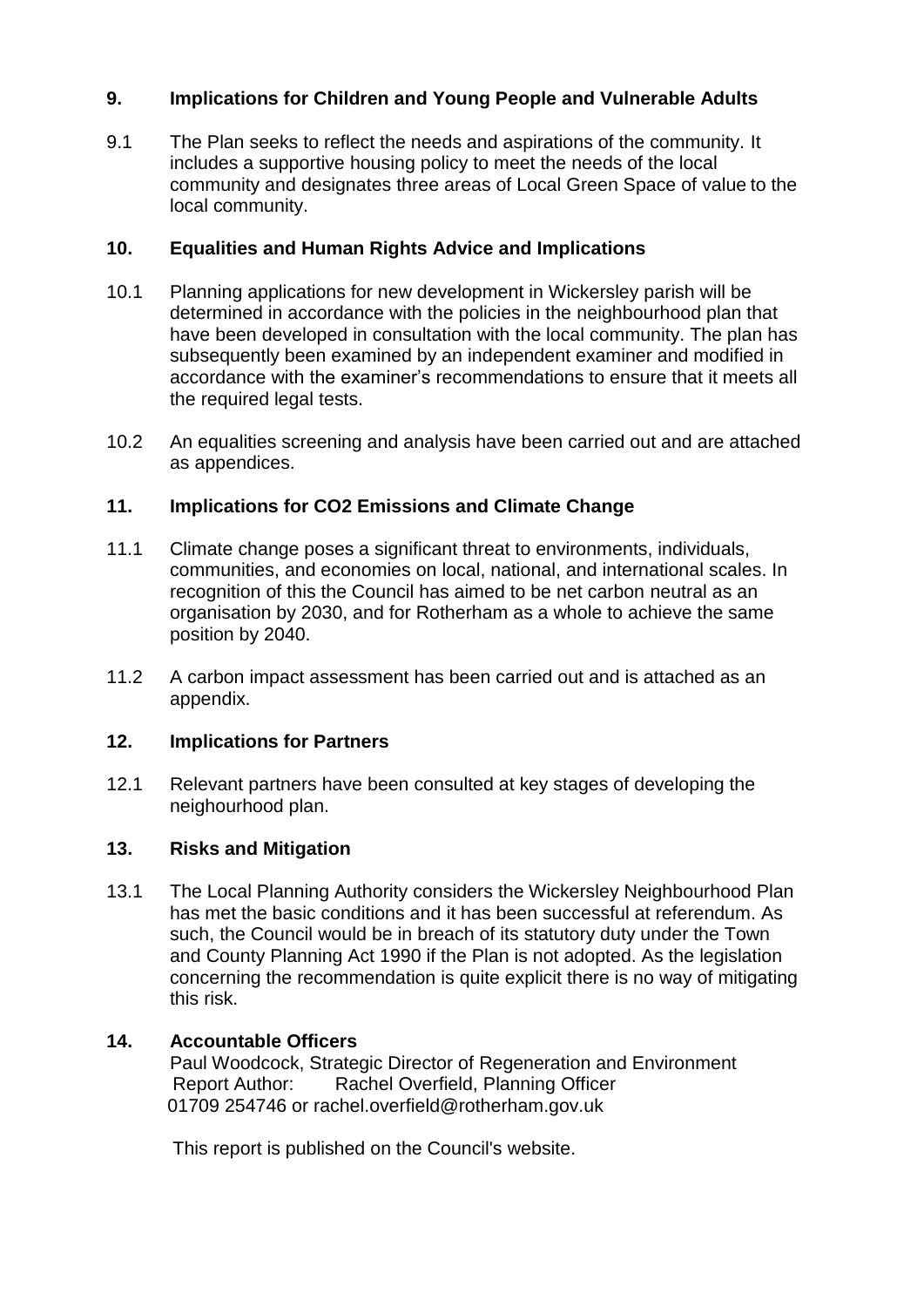## 9. Implications for Children and Young People and Vulnerable Adults

9.1 The Plan seeks to reflect the needs and aspirations of the community. It includes a supportive housing policy to meet the needs of the local community and designates three areas of Local Green Space of value to the local community.

## 10. Equalities and Human Rights Advice and Implications

10.1 Planning applications for new development in Wickersley parish will be determined in accordance with the policies in the neighbourhood plan that have been developed in consultation with the local community. The plan has subsequently been examined by an independent examiner and modified in accordance with the examiner's recommendations to ensure that it meets all the required legal tests.

10.2 An equalities screening and analysis have been carried out and are attached as appendices.

## 11. Implications for CO2 Emissions and Climate Change

11.1 Climate change poses a significant threat to environments, individuals, communities, and economies on local, national, and international scales. In recognition of this the Council has aimed to be net carbon neutral as an organisation by 2030, and for Rotherham as a whole to achieve the same position by 2040.

11.2 A carbon impact assessment has been carried out and is attached as an appendix.

## 12. Implications for Partners

12.1 Relevant partners have been consulted at key stages of developing the neighourhood plan.

## 13. Risks and Mitigation

13.1 The Local Planning Authority considers the Wickersley Neighbourhood Plan has met the basic conditions and it has been successful at referendum. As such, the Council would be in breach of its statutory duty under the Town and County Planning Act 1990 if the Plan is not adopted. As the legislation concerning the recommendation is quite explicit there is no way of mitigating this risk.

## 14. Accountable Officers

Paul Woodcock, Strategic Director of Regeneration and Environment
Report Author: Rachel Overfield, Planning Officer
01709 254746 or rachel.overfield@rotherham.gov.uk

This report is published on the Council's website.